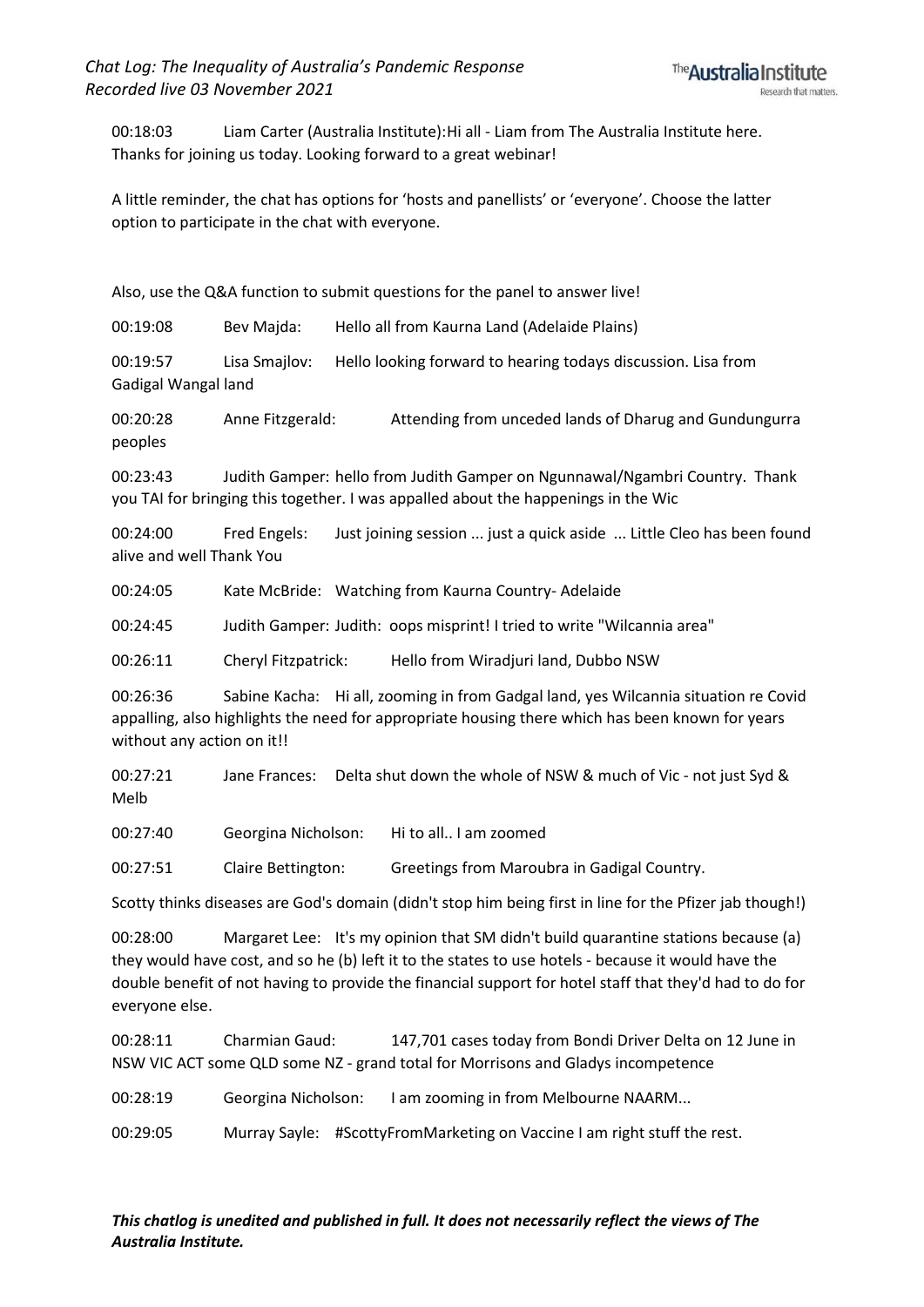00:18:03 Liam Carter (Australia Institute):Hi all - Liam from The Australia Institute here. Thanks for joining us today. Looking forward to a great webinar!

A little reminder, the chat has options for 'hosts and panellists' or 'everyone'. Choose the latter option to participate in the chat with everyone.

Also, use the Q&A function to submit questions for the panel to answer live!

00:19:08 Bev Majda: Hello all from Kaurna Land (Adelaide Plains)

00:19:57 Lisa Smajlov: Hello looking forward to hearing todays discussion. Lisa from Gadigal Wangal land

00:20:28 Anne Fitzgerald: Attending from unceded lands of Dharug and Gundungurra peoples

00:23:43 Judith Gamper: hello from Judith Gamper on Ngunnawal/Ngambri Country. Thank you TAI for bringing this together. I was appalled about the happenings in the Wic

00:24:00 Fred Engels: Just joining session ... just a quick aside ... Little Cleo has been found alive and well Thank You

00:24:05 Kate McBride: Watching from Kaurna Country- Adelaide

00:24:45 Judith Gamper: Judith: oops misprint! I tried to write "Wilcannia area"

00:26:11 Cheryl Fitzpatrick: Hello from Wiradjuri land, Dubbo NSW

00:26:36 Sabine Kacha: Hi all, zooming in from Gadgal land, yes Wilcannia situation re Covid appalling, also highlights the need for appropriate housing there which has been known for years without any action on it!!

00:27:21 Jane Frances: Delta shut down the whole of NSW & much of Vic - not just Syd & Melb

00:27:40 Georgina Nicholson: Hi to all.. I am zoomed

00:27:51 Claire Bettington: Greetings from Maroubra in Gadigal Country.

Scotty thinks diseases are God's domain (didn't stop him being first in line for the Pfizer jab though!)

00:28:00 Margaret Lee: It's my opinion that SM didn't build quarantine stations because (a) they would have cost, and so he (b) left it to the states to use hotels - because it would have the double benefit of not having to provide the financial support for hotel staff that they'd had to do for everyone else.

00:28:11 Charmian Gaud: 147,701 cases today from Bondi Driver Delta on 12 June in NSW VIC ACT some QLD some NZ - grand total for Morrisons and Gladys incompetence

00:28:19 Georgina Nicholson: I am zooming in from Melbourne NAARM...

00:29:05 Murray Sayle: #ScottyFromMarketing on Vaccine I am right stuff the rest.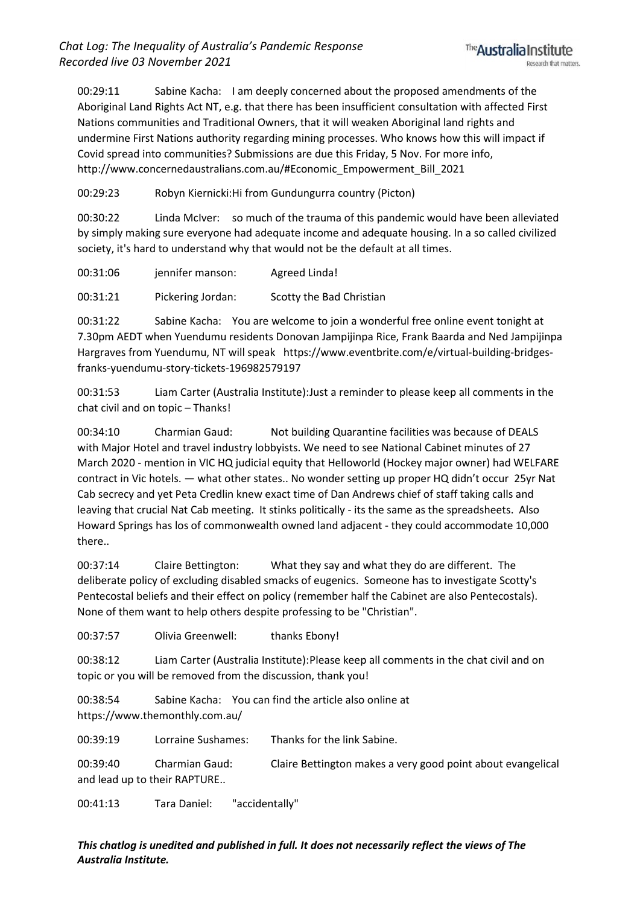00:29:11 Sabine Kacha: I am deeply concerned about the proposed amendments of the Aboriginal Land Rights Act NT, e.g. that there has been insufficient consultation with affected First Nations communities and Traditional Owners, that it will weaken Aboriginal land rights and undermine First Nations authority regarding mining processes. Who knows how this will impact if Covid spread into communities? Submissions are due this Friday, 5 Nov. For more info, http://www.concernedaustralians.com.au/#Economic_Empowerment_Bill_2021

00:29:23 Robyn Kiernicki:Hi from Gundungurra country (Picton)

00:30:22 Linda McIver: so much of the trauma of this pandemic would have been alleviated by simply making sure everyone had adequate income and adequate housing. In a so called civilized society, it's hard to understand why that would not be the default at all times.

00:31:06 jennifer manson: Agreed Linda!

00:31:21 Pickering Jordan: Scotty the Bad Christian

00:31:22 Sabine Kacha: You are welcome to join a wonderful free online event tonight at 7.30pm AEDT when Yuendumu residents Donovan Jampijinpa Rice, Frank Baarda and Ned Jampijinpa Hargraves from Yuendumu, NT will speak https://www.eventbrite.com/e/virtual-building-bridges-franks-yuendumu-story-tickets-196982579197

00:31:53 Liam Carter (Australia Institute):Just a reminder to please keep all comments in the chat civil and on topic – Thanks!

00:34:10 Charmian Gaud: Not building Quarantine facilities was because of DEALS with Major Hotel and travel industry lobbyists. We need to see National Cabinet minutes of 27 March 2020 - mention in VIC HQ judicial equity that Helloworld (Hockey major owner) had WELFARE contract in Vic hotels. — what other states.. No wonder setting up proper HQ didn't occur 25yr Nat Cab secrecy and yet Peta Credlin knew exact time of Dan Andrews chief of staff taking calls and leaving that crucial Nat Cab meeting. It stinks politically - its the same as the spreadsheets. Also Howard Springs has los of commonwealth owned land adjacent - they could accommodate 10,000 there..

00:37:14 Claire Bettington: What they say and what they do are different. The deliberate policy of excluding disabled smacks of eugenics. Someone has to investigate Scotty's Pentecostal beliefs and their effect on policy (remember half the Cabinet are also Pentecostals). None of them want to help others despite professing to be "Christian".

00:37:57 Olivia Greenwell: thanks Ebony!

00:38:12 Liam Carter (Australia Institute):Please keep all comments in the chat civil and on topic or you will be removed from the discussion, thank you!

00:38:54 Sabine Kacha: You can find the article also online at https://www.themonthly.com.au/

00:39:19 Lorraine Sushames: Thanks for the link Sabine.

00:39:40 Charmian Gaud: Claire Bettington makes a very good point about evangelical and lead up to their RAPTURE..

00:41:13 Tara Daniel: "accidentally"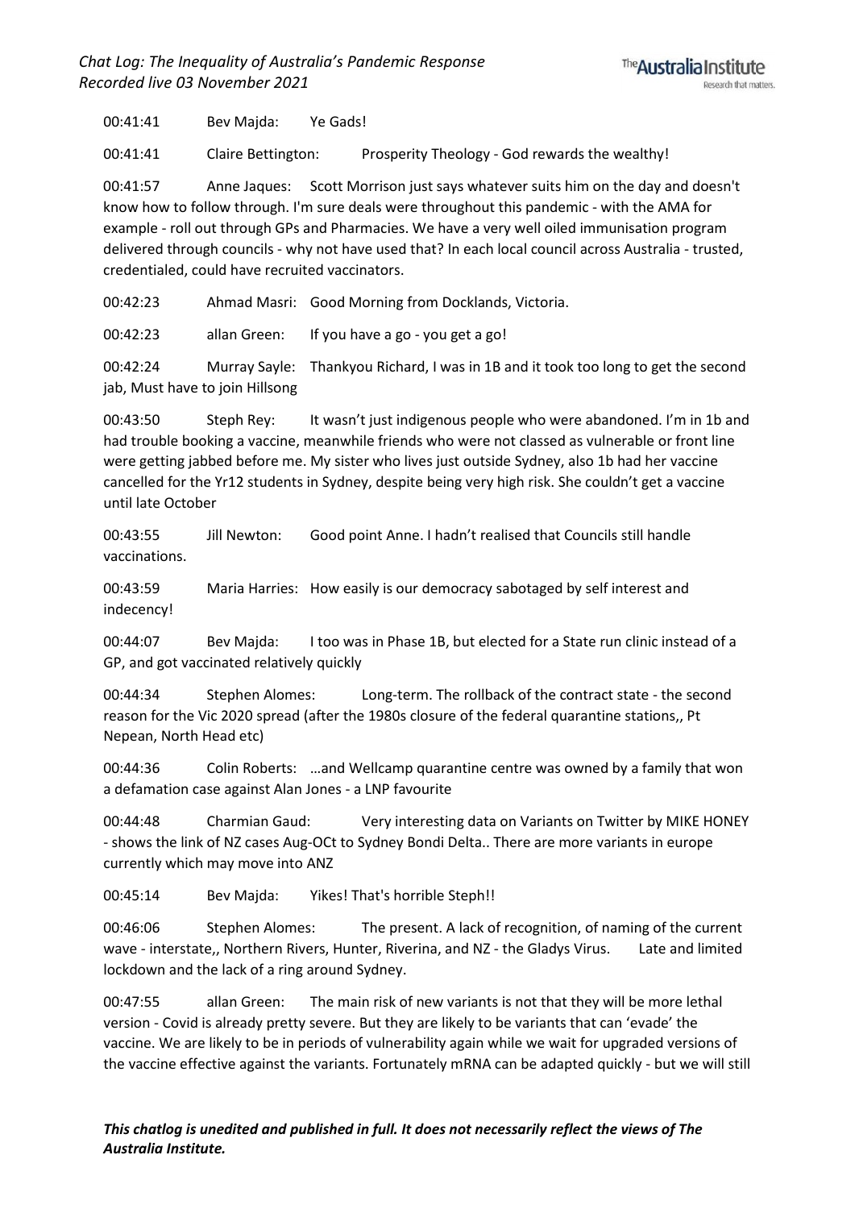00:41:41 Bev Majda: Ye Gads!

00:41:41 Claire Bettington: Prosperity Theology - God rewards the wealthy!

00:41:57 Anne Jaques: Scott Morrison just says whatever suits him on the day and doesn't know how to follow through. I'm sure deals were throughout this pandemic - with the AMA for example - roll out through GPs and Pharmacies. We have a very well oiled immunisation program delivered through councils - why not have used that? In each local council across Australia - trusted, credentialed, could have recruited vaccinators.

00:42:23 Ahmad Masri: Good Morning from Docklands, Victoria.

00:42:23 allan Green: If you have a go - you get a go!

00:42:24 Murray Sayle: Thankyou Richard, I was in 1B and it took too long to get the second jab, Must have to join Hillsong

00:43:50 Steph Rey: It wasn't just indigenous people who were abandoned. I'm in 1b and had trouble booking a vaccine, meanwhile friends who were not classed as vulnerable or front line were getting jabbed before me. My sister who lives just outside Sydney, also 1b had her vaccine cancelled for the Yr12 students in Sydney, despite being very high risk. She couldn't get a vaccine until late October

00:43:55 Jill Newton: Good point Anne. I hadn't realised that Councils still handle vaccinations.

00:43:59 Maria Harries: How easily is our democracy sabotaged by self interest and indecency!

00:44:07 Bev Majda: I too was in Phase 1B, but elected for a State run clinic instead of a GP, and got vaccinated relatively quickly

00:44:34 Stephen Alomes: Long-term. The rollback of the contract state - the second reason for the Vic 2020 spread (after the 1980s closure of the federal quarantine stations,, Pt Nepean, North Head etc)

00:44:36 Colin Roberts: …and Wellcamp quarantine centre was owned by a family that won a defamation case against Alan Jones - a LNP favourite

00:44:48 Charmian Gaud: Very interesting data on Variants on Twitter by MIKE HONEY - shows the link of NZ cases Aug-OCt to Sydney Bondi Delta.. There are more variants in europe currently which may move into ANZ

00:45:14 Bev Majda: Yikes! That's horrible Steph!!

00:46:06 Stephen Alomes: The present. A lack of recognition, of naming of the current wave - interstate,, Northern Rivers, Hunter, Riverina, and NZ - the Gladys Virus. Late and limited lockdown and the lack of a ring around Sydney.

00:47:55 allan Green: The main risk of new variants is not that they will be more lethal version - Covid is already pretty severe. But they are likely to be variants that can 'evade' the vaccine. We are likely to be in periods of vulnerability again while we wait for upgraded versions of the vaccine effective against the variants. Fortunately mRNA can be adapted quickly - but we will still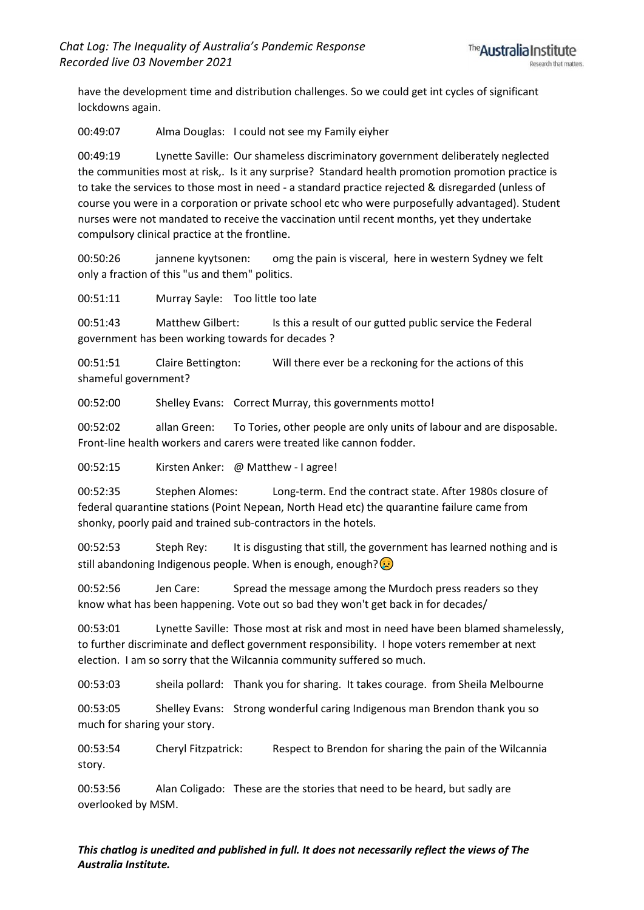have the development time and distribution challenges. So we could get int cycles of significant lockdowns again.

00:49:07 Alma Douglas: I could not see my Family eiyher

00:49:19 Lynette Saville: Our shameless discriminatory government deliberately neglected the communities most at risk,. Is it any surprise? Standard health promotion promotion practice is to take the services to those most in need - a standard practice rejected & disregarded (unless of course you were in a corporation or private school etc who were purposefully advantaged). Student nurses were not mandated to receive the vaccination until recent months, yet they undertake compulsory clinical practice at the frontline.

00:50:26 jannene kyytsonen: omg the pain is visceral, here in western Sydney we felt only a fraction of this "us and them" politics.

00:51:11 Murray Sayle: Too little too late

00:51:43 Matthew Gilbert: Is this a result of our gutted public service the Federal government has been working towards for decades ?

00:51:51 Claire Bettington: Will there ever be a reckoning for the actions of this shameful government?

00:52:00 Shelley Evans: Correct Murray, this governments motto!

00:52:02 allan Green: To Tories, other people are only units of labour and are disposable. Front-line health workers and carers were treated like cannon fodder.

00:52:15 Kirsten Anker: @ Matthew - I agree!

00:52:35 Stephen Alomes: Long-term. End the contract state. After 1980s closure of federal quarantine stations (Point Nepean, North Head etc) the quarantine failure came from shonky, poorly paid and trained sub-contractors in the hotels.

00:52:53 Steph Rey: It is disgusting that still, the government has learned nothing and is still abandoning Indigenous people. When is enough, enough?😥

00:52:56 Jen Care: Spread the message among the Murdoch press readers so they know what has been happening. Vote out so bad they won't get back in for decades/

00:53:01 Lynette Saville: Those most at risk and most in need have been blamed shamelessly, to further discriminate and deflect government responsibility. I hope voters remember at next election. I am so sorry that the Wilcannia community suffered so much.

00:53:03 sheila pollard: Thank you for sharing. It takes courage. from Sheila Melbourne

00:53:05 Shelley Evans: Strong wonderful caring Indigenous man Brendon thank you so much for sharing your story.

00:53:54 Cheryl Fitzpatrick: Respect to Brendon for sharing the pain of the Wilcannia story.

00:53:56 Alan Coligado: These are the stories that need to be heard, but sadly are overlooked by MSM.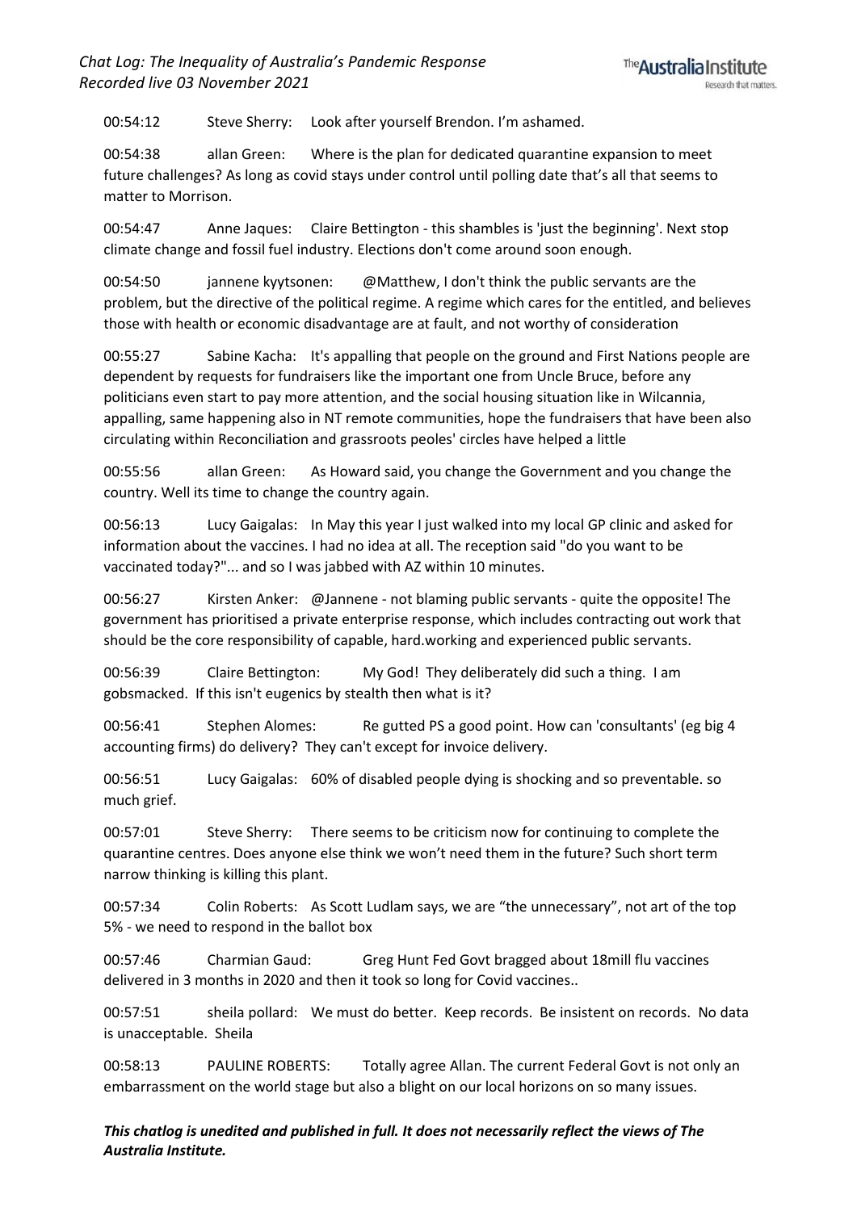00:54:12 Steve Sherry: Look after yourself Brendon. I'm ashamed.

00:54:38 allan Green: Where is the plan for dedicated quarantine expansion to meet future challenges? As long as covid stays under control until polling date that's all that seems to matter to Morrison.

00:54:47 Anne Jaques: Claire Bettington - this shambles is 'just the beginning'. Next stop climate change and fossil fuel industry. Elections don't come around soon enough.

00:54:50 jannene kyytsonen: @Matthew, I don't think the public servants are the problem, but the directive of the political regime. A regime which cares for the entitled, and believes those with health or economic disadvantage are at fault, and not worthy of consideration

00:55:27 Sabine Kacha: It's appalling that people on the ground and First Nations people are dependent by requests for fundraisers like the important one from Uncle Bruce, before any politicians even start to pay more attention, and the social housing situation like in Wilcannia, appalling, same happening also in NT remote communities, hope the fundraisers that have been also circulating within Reconciliation and grassroots peoles' circles have helped a little

00:55:56 allan Green: As Howard said, you change the Government and you change the country. Well its time to change the country again.

00:56:13 Lucy Gaigalas: In May this year I just walked into my local GP clinic and asked for information about the vaccines. I had no idea at all. The reception said "do you want to be vaccinated today?"... and so I was jabbed with AZ within 10 minutes.

00:56:27 Kirsten Anker: @Jannene - not blaming public servants - quite the opposite! The government has prioritised a private enterprise response, which includes contracting out work that should be the core responsibility of capable, hard.working and experienced public servants.

00:56:39 Claire Bettington: My God! They deliberately did such a thing. I am gobsmacked. If this isn't eugenics by stealth then what is it?

00:56:41 Stephen Alomes: Re gutted PS a good point. How can 'consultants' (eg big 4 accounting firms) do delivery? They can't except for invoice delivery.

00:56:51 Lucy Gaigalas: 60% of disabled people dying is shocking and so preventable. so much grief.

00:57:01 Steve Sherry: There seems to be criticism now for continuing to complete the quarantine centres. Does anyone else think we won't need them in the future? Such short term narrow thinking is killing this plant.

00:57:34 Colin Roberts: As Scott Ludlam says, we are "the unnecessary", not art of the top 5% - we need to respond in the ballot box

00:57:46 Charmian Gaud: Greg Hunt Fed Govt bragged about 18mill flu vaccines delivered in 3 months in 2020 and then it took so long for Covid vaccines..

00:57:51 sheila pollard: We must do better. Keep records. Be insistent on records. No data is unacceptable. Sheila

00:58:13 PAULINE ROBERTS: Totally agree Allan. The current Federal Govt is not only an embarrassment on the world stage but also a blight on our local horizons on so many issues.

***This chatlog is unedited and published in full. It does not necessarily reflect the views of The Australia Institute.***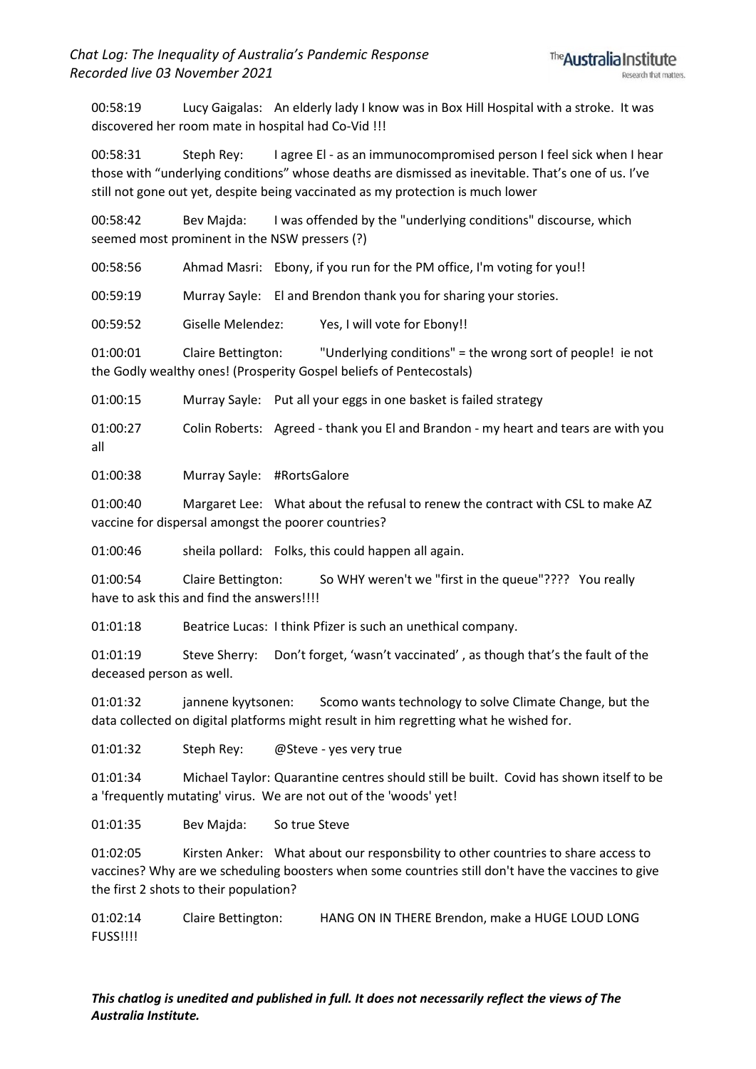00:58:19 Lucy Gaigalas: An elderly lady I know was in Box Hill Hospital with a stroke. It was discovered her room mate in hospital had Co-Vid !!!

00:58:31 Steph Rey: I agree El - as an immunocompromised person I feel sick when I hear those with "underlying conditions" whose deaths are dismissed as inevitable. That's one of us. I've still not gone out yet, despite being vaccinated as my protection is much lower

00:58:42 Bev Majda: I was offended by the "underlying conditions" discourse, which seemed most prominent in the NSW pressers (?)

00:58:56 Ahmad Masri: Ebony, if you run for the PM office, I'm voting for you!!

00:59:19 Murray Sayle: El and Brendon thank you for sharing your stories.

00:59:52 Giselle Melendez: Yes, I will vote for Ebony!!

01:00:01 Claire Bettington: "Underlying conditions" = the wrong sort of people! ie not the Godly wealthy ones! (Prosperity Gospel beliefs of Pentecostals)

01:00:15 Murray Sayle: Put all your eggs in one basket is failed strategy

01:00:27 Colin Roberts: Agreed - thank you El and Brandon - my heart and tears are with you all

01:00:38 Murray Sayle: #RortsGalore

01:00:40 Margaret Lee: What about the refusal to renew the contract with CSL to make AZ vaccine for dispersal amongst the poorer countries?

01:00:46 sheila pollard: Folks, this could happen all again.

01:00:54 Claire Bettington: So WHY weren't we "first in the queue"???? You really have to ask this and find the answers!!!!

01:01:18 Beatrice Lucas: I think Pfizer is such an unethical company.

01:01:19 Steve Sherry: Don't forget, 'wasn't vaccinated' , as though that's the fault of the deceased person as well.

01:01:32 jannene kyytsonen: Scomo wants technology to solve Climate Change, but the data collected on digital platforms might result in him regretting what he wished for.

01:01:32 Steph Rey: @Steve - yes very true

01:01:34 Michael Taylor: Quarantine centres should still be built. Covid has shown itself to be a 'frequently mutating' virus. We are not out of the 'woods' yet!

01:01:35 Bev Majda: So true Steve

01:02:05 Kirsten Anker: What about our responsbility to other countries to share access to vaccines? Why are we scheduling boosters when some countries still don't have the vaccines to give the first 2 shots to their population?

01:02:14 Claire Bettington: HANG ON IN THERE Brendon, make a HUGE LOUD LONG FUSS!!!!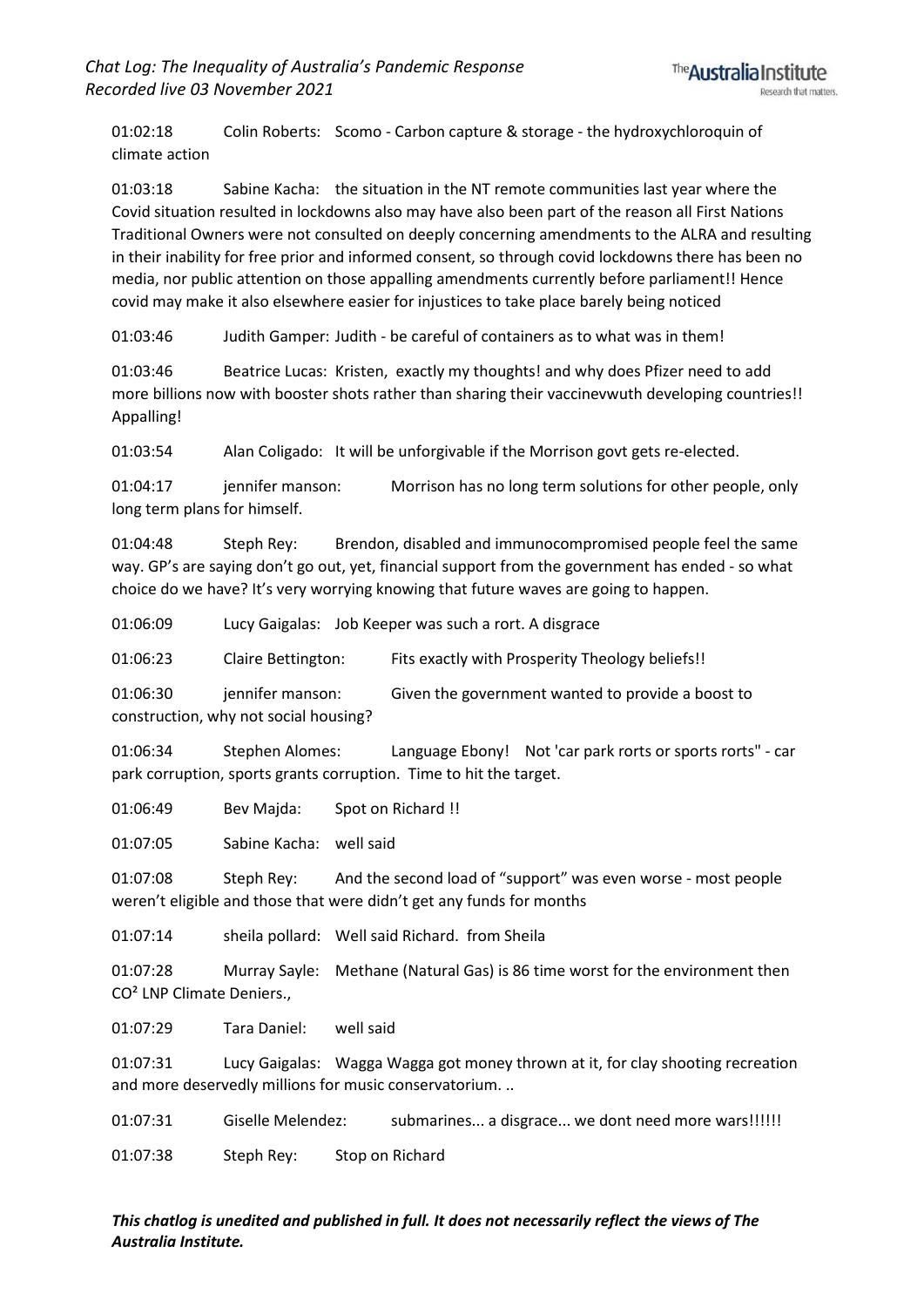01:02:18 Colin Roberts: Scomo - Carbon capture & storage - the hydroxychloroquin of climate action

01:03:18 Sabine Kacha: the situation in the NT remote communities last year where the Covid situation resulted in lockdowns also may have also been part of the reason all First Nations Traditional Owners were not consulted on deeply concerning amendments to the ALRA and resulting in their inability for free prior and informed consent, so through covid lockdowns there has been no media, nor public attention on those appalling amendments currently before parliament!! Hence covid may make it also elsewhere easier for injustices to take place barely being noticed

01:03:46 Judith Gamper: Judith - be careful of containers as to what was in them!

01:03:46 Beatrice Lucas: Kristen, exactly my thoughts! and why does Pfizer need to add more billions now with booster shots rather than sharing their vaccinevwuth developing countries!! Appalling!

01:03:54 Alan Coligado: It will be unforgivable if the Morrison govt gets re-elected.

01:04:17 jennifer manson: Morrison has no long term solutions for other people, only long term plans for himself.

01:04:48 Steph Rey: Brendon, disabled and immunocompromised people feel the same way. GP's are saying don't go out, yet, financial support from the government has ended - so what choice do we have? It's very worrying knowing that future waves are going to happen.

01:06:09 Lucy Gaigalas: Job Keeper was such a rort. A disgrace

01:06:23 Claire Bettington: Fits exactly with Prosperity Theology beliefs!!

01:06:30 jennifer manson: Given the government wanted to provide a boost to construction, why not social housing?

01:06:34 Stephen Alomes: Language Ebony! Not 'car park rorts or sports rorts" - car park corruption, sports grants corruption. Time to hit the target.

01:06:49 Bev Majda: Spot on Richard !!

01:07:05 Sabine Kacha: well said

01:07:08 Steph Rey: And the second load of "support" was even worse - most people weren't eligible and those that were didn't get any funds for months

01:07:14 sheila pollard: Well said Richard. from Sheila

01:07:28 Murray Sayle: Methane (Natural Gas) is 86 time worst for the environment then $CO^2$ LNP Climate Deniers.,

01:07:29 Tara Daniel: well said

01:07:31 Lucy Gaigalas: Wagga Wagga got money thrown at it, for clay shooting recreation and more deservedly millions for music conservatorium. ..

01:07:31 Giselle Melendez: submarines... a disgrace... we dont need more wars!!!!!!

01:07:38 Steph Rey: Stop on Richard

***This chatlog is unedited and published in full. It does not necessarily reflect the views of The Australia Institute.***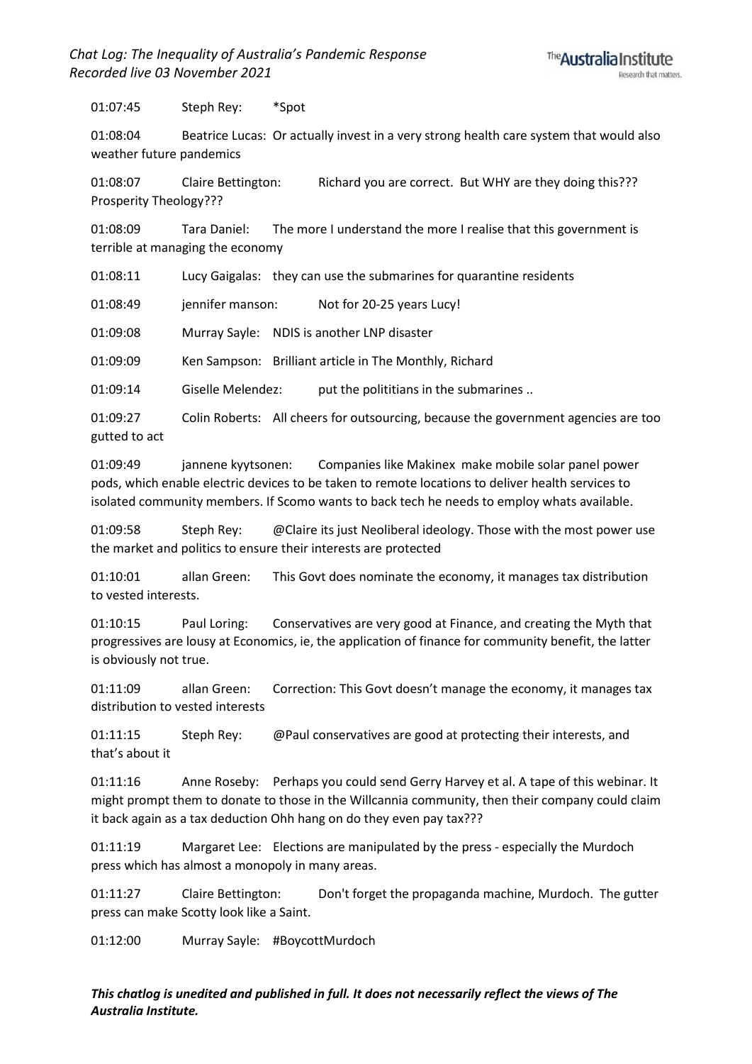01:07:45 Steph Rey: *Spot

01:08:04 Beatrice Lucas: Or actually invest in a very strong health care system that would also weather future pandemics

01:08:07 Claire Bettington: Richard you are correct. But WHY are they doing this??? Prosperity Theology???

01:08:09 Tara Daniel: The more I understand the more I realise that this government is terrible at managing the economy

01:08:11 Lucy Gaigalas: they can use the submarines for quarantine residents

01:08:49 jennifer manson: Not for 20-25 years Lucy!

01:09:08 Murray Sayle: NDIS is another LNP disaster

01:09:09 Ken Sampson: Brilliant article in The Monthly, Richard

01:09:14 Giselle Melendez: put the polititians in the submarines ..

01:09:27 Colin Roberts: All cheers for outsourcing, because the government agencies are too gutted to act

01:09:49 jannene kyytsonen: Companies like Makinex make mobile solar panel power pods, which enable electric devices to be taken to remote locations to deliver health services to isolated community members. If Scomo wants to back tech he needs to employ whats available.

01:09:58 Steph Rey: @Claire its just Neoliberal ideology. Those with the most power use the market and politics to ensure their interests are protected

01:10:01 allan Green: This Govt does nominate the economy, it manages tax distribution to vested interests.

01:10:15 Paul Loring: Conservatives are very good at Finance, and creating the Myth that progressives are lousy at Economics, ie, the application of finance for community benefit, the latter is obviously not true.

01:11:09 allan Green: Correction: This Govt doesn't manage the economy, it manages tax distribution to vested interests

01:11:15 Steph Rey: @Paul conservatives are good at protecting their interests, and that's about it

01:11:16 Anne Roseby: Perhaps you could send Gerry Harvey et al. A tape of this webinar. It might prompt them to donate to those in the Willcannia community, then their company could claim it back again as a tax deduction Ohh hang on do they even pay tax???

01:11:19 Margaret Lee: Elections are manipulated by the press - especially the Murdoch press which has almost a monopoly in many areas.

01:11:27 Claire Bettington: Don't forget the propaganda machine, Murdoch. The gutter press can make Scotty look like a Saint.

01:12:00 Murray Sayle: #BoycottMurdoch

***This chatlog is unedited and published in full. It does not necessarily reflect the views of The Australia Institute.***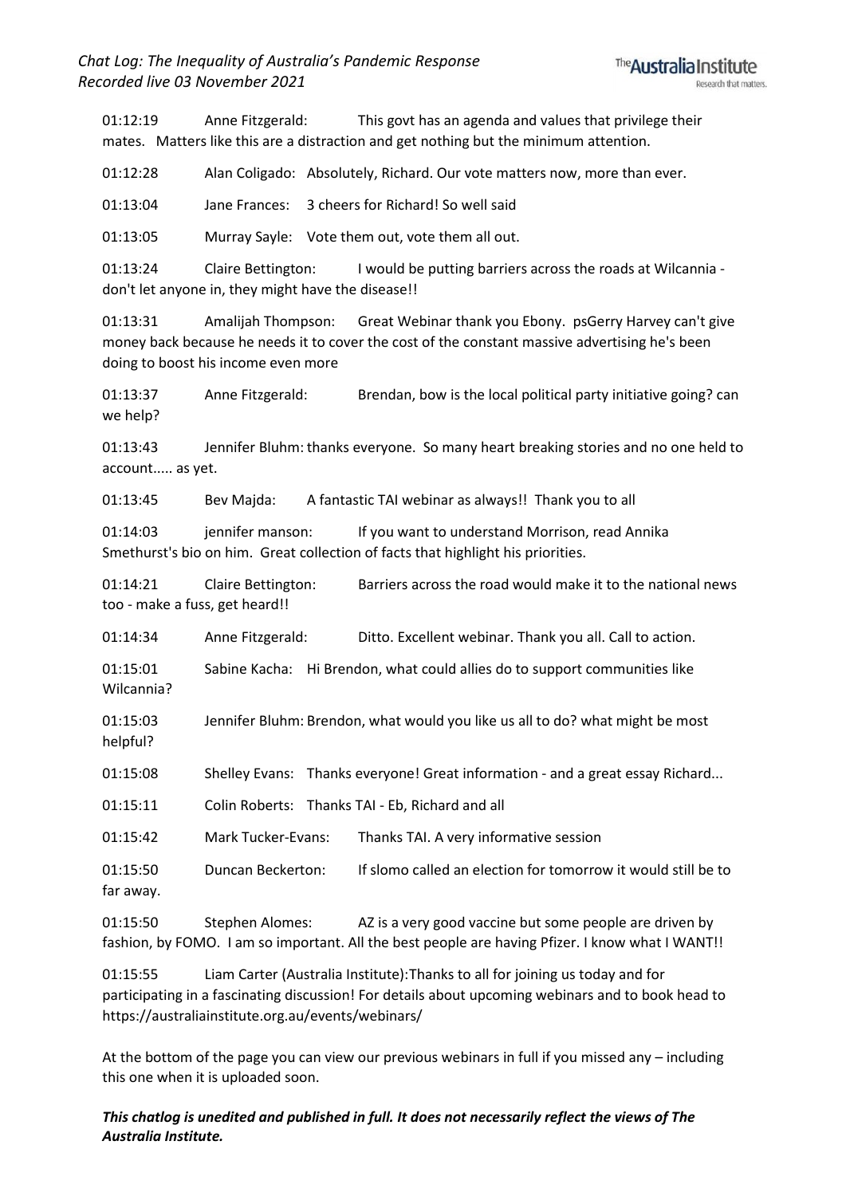01:12:19 Anne Fitzgerald: This govt has an agenda and values that privilege their mates. Matters like this are a distraction and get nothing but the minimum attention.

01:12:28 Alan Coligado: Absolutely, Richard. Our vote matters now, more than ever.

01:13:04 Jane Frances: 3 cheers for Richard! So well said

01:13:05 Murray Sayle: Vote them out, vote them all out.

01:13:24 Claire Bettington: I would be putting barriers across the roads at Wilcannia - don't let anyone in, they might have the disease!!

01:13:31 Amalijah Thompson: Great Webinar thank you Ebony. psGerry Harvey can't give money back because he needs it to cover the cost of the constant massive advertising he's been doing to boost his income even more

01:13:37 Anne Fitzgerald: Brendan, bow is the local political party initiative going? can we help?

01:13:43 Jennifer Bluhm: thanks everyone. So many heart breaking stories and no one held to account..... as yet.

01:13:45 Bev Majda: A fantastic TAI webinar as always!! Thank you to all

01:14:03 jennifer manson: If you want to understand Morrison, read Annika Smethurst's bio on him. Great collection of facts that highlight his priorities.

01:14:21 Claire Bettington: Barriers across the road would make it to the national news too - make a fuss, get heard!!

01:14:34 Anne Fitzgerald: Ditto. Excellent webinar. Thank you all. Call to action.

01:15:01 Sabine Kacha: Hi Brendon, what could allies do to support communities like Wilcannia?

01:15:03 Jennifer Bluhm: Brendon, what would you like us all to do? what might be most helpful?

01:15:08 Shelley Evans: Thanks everyone! Great information - and a great essay Richard...

01:15:11 Colin Roberts: Thanks TAI - Eb, Richard and all

01:15:42 Mark Tucker-Evans: Thanks TAI. A very informative session

01:15:50 Duncan Beckerton: If slomo called an election for tomorrow it would still be to far away.

01:15:50 Stephen Alomes: AZ is a very good vaccine but some people are driven by fashion, by FOMO. I am so important. All the best people are having Pfizer. I know what I WANT!!

01:15:55 Liam Carter (Australia Institute):Thanks to all for joining us today and for participating in a fascinating discussion! For details about upcoming webinars and to book head to https://australiainstitute.org.au/events/webinars/

At the bottom of the page you can view our previous webinars in full if you missed any – including this one when it is uploaded soon.

***This chatlog is unedited and published in full. It does not necessarily reflect the views of The Australia Institute.***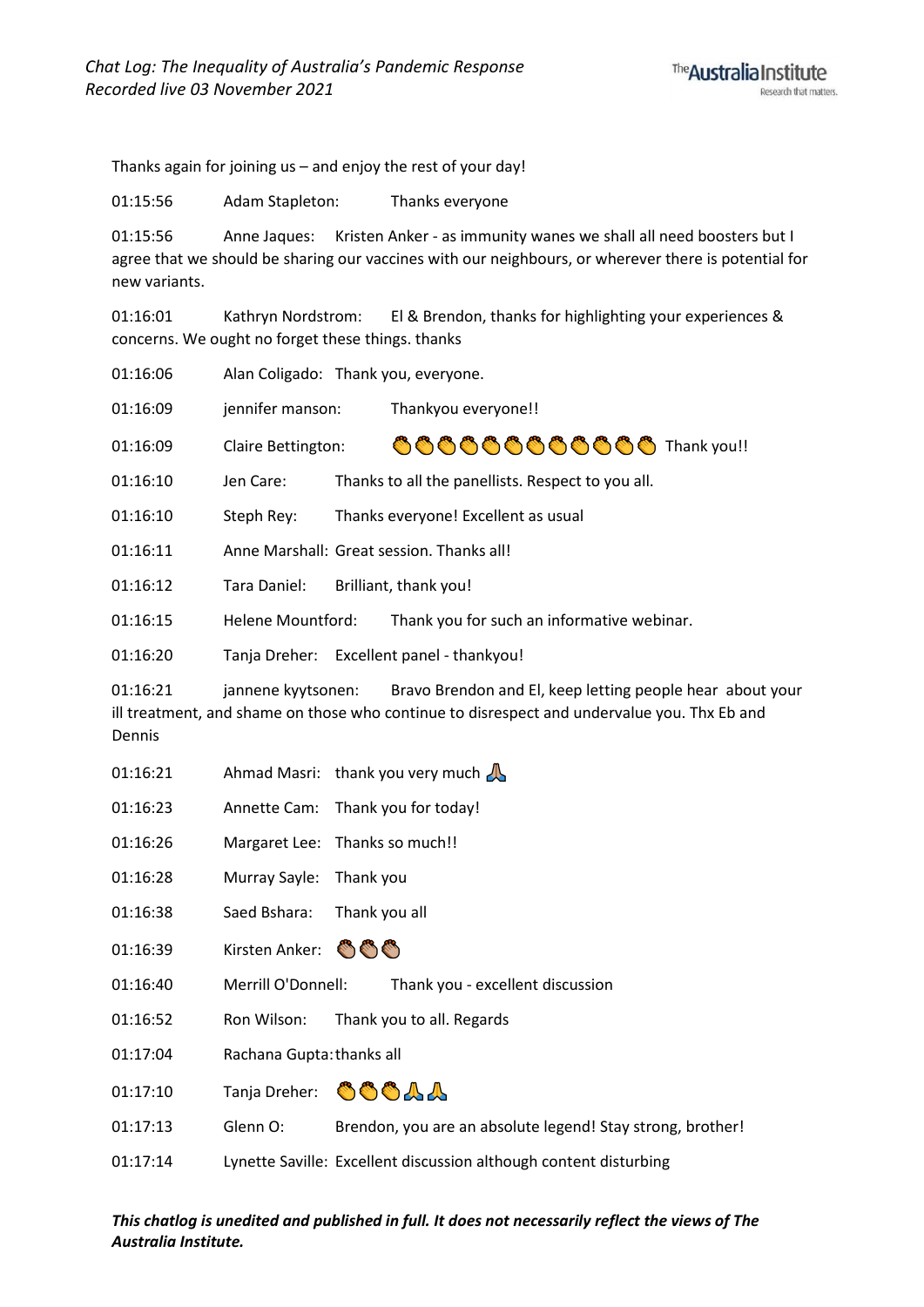Thanks again for joining us – and enjoy the rest of your day!

01:15:56 Adam Stapleton: Thanks everyone

01:15:56 Anne Jaques: Kristen Anker - as immunity wanes we shall all need boosters but I agree that we should be sharing our vaccines with our neighbours, or wherever there is potential for new variants.

01:16:01 Kathryn Nordstrom: El & Brendon, thanks for highlighting your experiences & concerns. We ought no forget these things. thanks

01:16:06 Alan Coligado: Thank you, everyone.

01:16:09 jennifer manson: Thankyou everyone!!

01:16:09 Claire Bettington: 👏👏👏👏👏👏👏👏👏👏👏👏 Thank you!!

01:16:10 Jen Care: Thanks to all the panellists. Respect to you all.

01:16:10 Steph Rey: Thanks everyone! Excellent as usual

01:16:11 Anne Marshall: Great session. Thanks all!

01:16:12 Tara Daniel: Brilliant, thank you!

01:16:15 Helene Mountford: Thank you for such an informative webinar.

01:16:20 Tanja Dreher: Excellent panel - thankyou!

01:16:21 jannene kyytsonen: Bravo Brendon and El, keep letting people hear about your ill treatment, and shame on those who continue to disrespect and undervalue you. Thx Eb and Dennis

01:16:21 Ahmad Masri: thank you very much 🙏

01:16:23 Annette Cam: Thank you for today!

01:16:26 Margaret Lee: Thanks so much!!

01:16:28 Murray Sayle: Thank you

01:16:38 Saed Bshara: Thank you all

01:16:39 Kirsten Anker: 👏👏👏

01:16:40 Merrill O'Donnell: Thank you - excellent discussion

01:16:52 Ron Wilson: Thank you to all. Regards

01:17:04 Rachana Gupta: thanks all

01:17:10 Tanja Dreher: 👏👏👏🙏🙏

01:17:13 Glenn O: Brendon, you are an absolute legend! Stay strong, brother!

01:17:14 Lynette Saville: Excellent discussion although content disturbing

***This chatlog is unedited and published in full. It does not necessarily reflect the views of The Australia Institute.***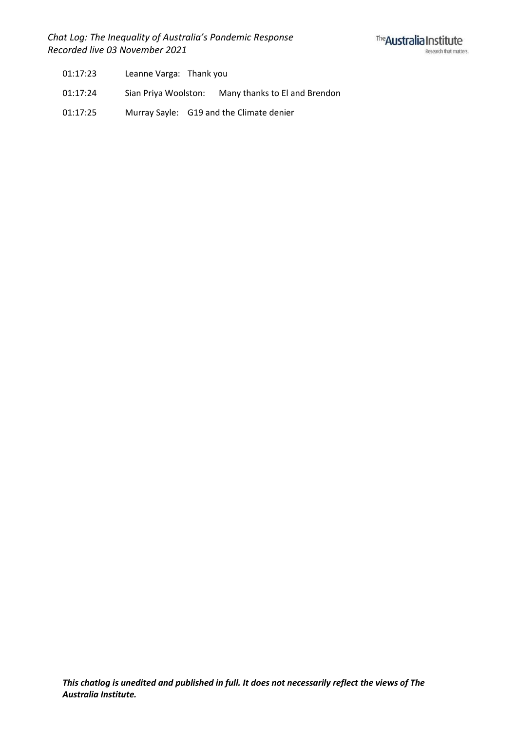| | | |
|---|---|---|
| 01:17:23 | Leanne Varga: | Thank you |
| 01:17:24 | Sian Priya Woolston: | Many thanks to El and Brendon |
| 01:17:25 | Murray Sayle: | G19 and the Climate denier |

***This chatlog is unedited and published in full. It does not necessarily reflect the views of The Australia Institute.***